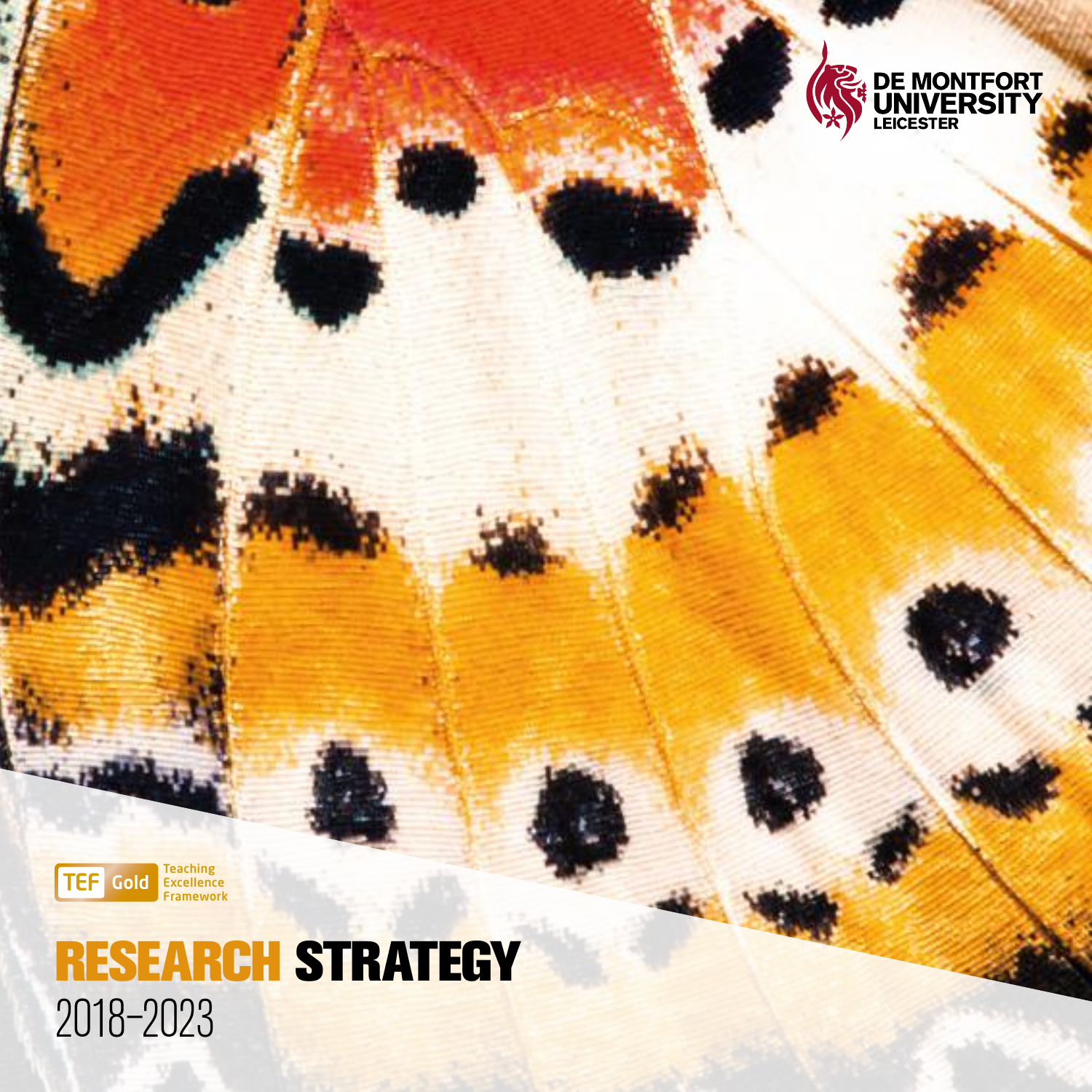DE MONTFORT UNIVERSITY LEICESTER

TEF Gold Teaching Excellence Framework

# RESEARCH STRATEGY

2018–2023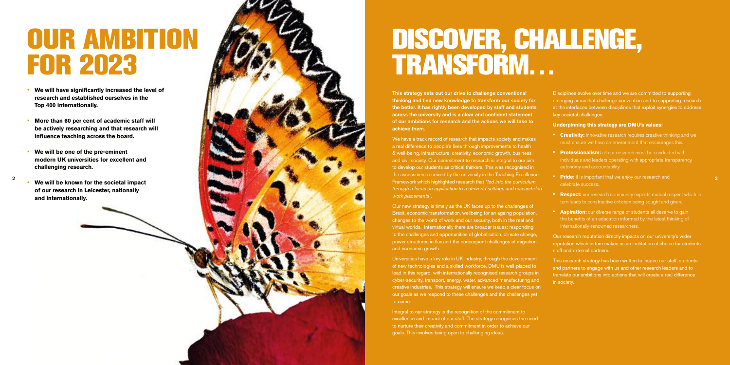# OUR AMBITION FOR 2023

- **We will have significantly increased the level of research and established ourselves in the Top 400 internationally.**
- **More than 60 per cent of academic staff will be actively researching and that research will influence teaching across the board.**
- **We will be one of the pre-eminent modern UK universities for excellent and challenging research.**
- **We will be known for the societal impact of our research in Leicester, nationally and internationally.**

# DISCOVER, CHALLENGE, TRANSFORM...

**This strategy sets out our drive to challenge conventional thinking and find new knowledge to transform our society for the better. It has rightly been developed by staff and students across the university and is a clear and confident statement of our ambitions for research and the actions we will take to achieve them.**

We have a track record of research that impacts society and makes a real difference to people's lives through improvements to health & well-being, infrastructure, creativity, economic growth, business and civil society. Our commitment to research is integral to our aim to develop our students as critical thinkers. This was recognised in the assessment received by the university in the Teaching Excellence Framework which highlighted research that *"fed into the curriculum through a focus on application to real-world settings and research-led work placements"*.

Our new strategy is timely as the UK faces up to the challenges of Brexit, economic transformation, wellbeing for an ageing population, changes to the world of work and our security, both in the real and virtual worlds. Internationally there are broader issues: responding to the challenges and opportunities of globalisation, climate change, power structures in flux and the consequent challenges of migration and economic growth.

Universities have a key role in UK industry, through the development of new technologies and a skilled workforce. DMU is well-placed to lead in this regard, with internationally recognised research groups in cyber-security, transport, energy, water, advanced manufacturing and creative industries. This strategy will ensure we keep a clear focus on our goals as we respond to these challenges and the challenges yet to come.

Integral to our strategy is the recognition of the commitment to excellence and impact of our staff. The strategy recognises the need to nurture their creativity and commitment in order to achieve our goals. This involves being open to challenging ideas.

Disciplines evolve over time and we are committed to supporting emerging areas that challenge convention and to supporting research at the interfaces between disciplines that exploit synergies to address key societal challenges.

**Underpinning this strategy are DMU's values:**

- **Creativity:** innovative research requires creative thinking and we must ensure we have an environment that encourages this.
- **Professionalism:** all our research must be conducted with individuals and leaders operating with appropriate transparency, autonomy and accountability
- **Pride:** it is important that we enjoy our research and celebrate success.
- **Respect:** our research community expects mutual respect which in turn leads to constructive criticism being sought and given.
- **Aspiration:** our diverse range of students all deserve to gain the benefits of an education informed by the latest thinking of internationally-renowned researchers.

Our research reputation directly impacts on our university's wider reputation which in turn makes us an institution of choice for students, staff and external partners.

This research strategy has been written to inspire our staff, students and partners to engage with us and other research leaders and to translate our ambitions into actions that will create a real difference in society.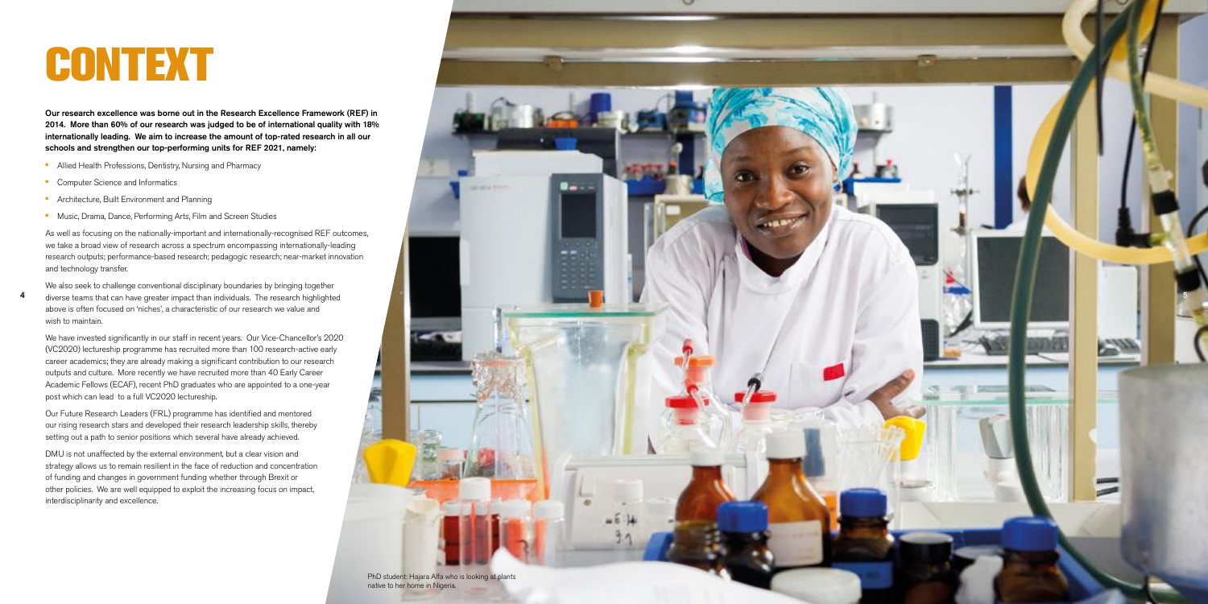# CONTEXT

**Our research excellence was borne out in the Research Excellence Framework (REF) in 2014. More than 60% of our research was judged to be of international quality with 18% internationally leading. We aim to increase the amount of top-rated research in all our schools and strengthen our top-performing units for REF 2021, namely:**

- Allied Health Professions, Dentistry, Nursing and Pharmacy
- Computer Science and Informatics
- Architecture, Built Environment and Planning
- Music, Drama, Dance, Performing Arts, Film and Screen Studies

As well as focusing on the nationally-important and internationally-recognised REF outcomes, we take a broad view of research across a spectrum encompassing internationally-leading research outputs; performance-based research; pedagogic research; near-market innovation and technology transfer.

We also seek to challenge conventional disciplinary boundaries by bringing together diverse teams that can have greater impact than individuals. The research highlighted above is often focused on 'niches', a characteristic of our research we value and wish to maintain.

We have invested significantly in our staff in recent years. Our Vice-Chancellor's 2020 (VC2020) lectureship programme has recruited more than 100 research-active early career academics; they are already making a significant contribution to our research outputs and culture. More recently we have recruited more than 40 Early Career Academic Fellows (ECAF), recent PhD graduates who are appointed to a one-year post which can lead to a full VC2020 lectureship.

Our Future Research Leaders (FRL) programme has identified and mentored our rising research stars and developed their research leadership skills, thereby setting out a path to senior positions which several have already achieved.

DMU is not unaffected by the external environment, but a clear vision and strategy allows us to remain resilient in the face of reduction and concentration of funding and changes in government funding whether through Brexit or other policies. We are well equipped to exploit the increasing focus on impact, interdisciplinarity and excellence.

PhD student: Hajara Alfa who is looking at plants native to her home in Nigeria.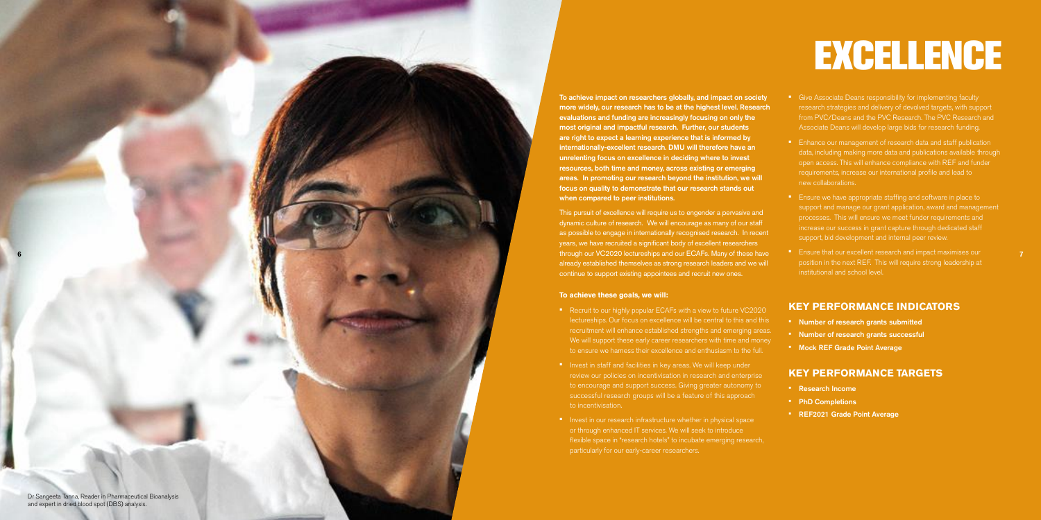# EXCELLENCE

**To achieve impact on researchers globally, and impact on society more widely, our research has to be at the highest level. Research evaluations and funding are increasingly focusing on only the most original and impactful research. Further, our students are right to expect a learning experience that is informed by internationally-excellent research. DMU will therefore have an unrelenting focus on excellence in deciding where to invest resources, both time and money, across existing or emerging areas. In promoting our research beyond the institution, we will focus on quality to demonstrate that our research stands out when compared to peer institutions.**

This pursuit of excellence will require us to engender a pervasive and dynamic culture of research. We will encourage as many of our staff as possible to engage in internationally recognised research. In recent years, we have recruited a significant body of excellent researchers through our VC2020 lectureships and our ECAFs. Many of these have already established themselves as strong research leaders and we will continue to support existing appointees and recruit new ones.

**To achieve these goals, we will:**

- Recruit to our highly popular ECAFs with a view to future VC2020 lectureships. Our focus on excellence will be central to this and this recruitment will enhance established strengths and emerging areas. We will support these early career researchers with time and money to ensure we harness their excellence and enthusiasm to the full.
- Invest in staff and facilities in key areas. We will keep under review our policies on incentivisation in research and enterprise to encourage and support success. Giving greater autonomy to successful research groups will be a feature of this approach to incentivisation.
- Invest in our research infrastructure whether in physical space or through enhanced IT services. We will seek to introduce flexible space in "research hotels" to incubate emerging research, particularly for our early-career researchers.
- Give Associate Deans responsibility for implementing faculty research strategies and delivery of devolved targets, with support from PVC/Deans and the PVC Research. The PVC Research and Associate Deans will develop large bids for research funding.
- Enhance our management of research data and staff publication data, including making more data and publications available through open access. This will enhance compliance with REF and funder requirements, increase our international profile and lead to new collaborations.
- Ensure we have appropriate staffing and software in place to support and manage our grant application, award and management processes. This will ensure we meet funder requirements and increase our success in grant capture through dedicated staff support, bid development and internal peer review.
- Ensure that our excellent research and impact maximises our position in the next REF. This will require strong leadership at institutional and school level.

## KEY PERFORMANCE INDICATORS

- **Number of research grants submitted**
- **Number of research grants successful**
- **Mock REF Grade Point Average**

## KEY PERFORMANCE TARGETS

- **Research Income**
- **PhD Completions**
- **REF2021 Grade Point Average**

Dr Sangeeta Tanna, Reader in Pharmaceutical Bioanalysis and expert in dried blood spot (DBS) analysis.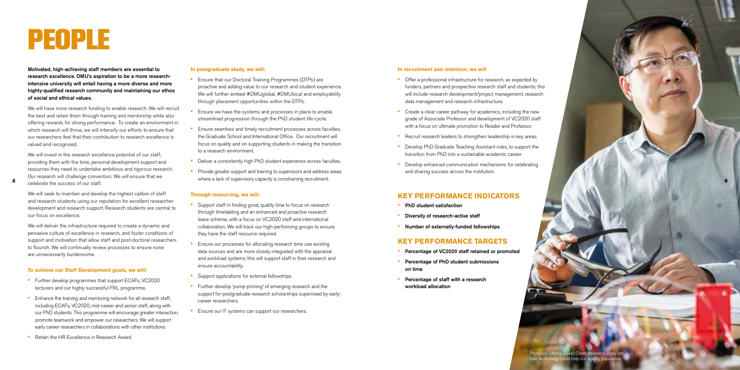# PEOPLE

**Motivated, high-achieving staff members are essential to research excellence. DMU's aspiration to be a more research-intensive university will entail having a more diverse and more highly-qualified research community and maintaining our ethos of social and ethical values.**

We will have more research funding to enable research. We will recruit the best and retain them through training and mentorship while also offering rewards for strong performance. To create an environment in which research will thrive, we will intensify our efforts to ensure that our researchers feel that their contribution to research excellence is valued and recognised.

We will invest in the research excellence potential of our staff, providing them with the time, personal development support and resources they need to undertake ambitious and rigorous research. Our research will challenge convention. We will ensure that we celebrate the success of our staff.

We will seek to maintain and develop the highest calibre of staff and research students using our reputation for excellent researcher development and research support. Research students are central to our focus on excellence.

We will deliver the infrastructure required to create a dynamic and pervasive culture of excellence in research, and foster conditions of support and motivation that allow staff and post-doctoral researchers to flourish. We will continually review processes to ensure none are unnecessarily burdensome.

### To achieve our Staff Development goals, we will:

- Further develop programmes that support ECAFs, VC2020 lecturers and our highly successful FRL programme.
- Enhance the training and mentoring network for all research staff, including ECAFs, VC2020, mid-career and senior staff, along with our PhD students. This programme will encourage greater interaction, promote teamwork and empower our researchers. We will support early career researchers in collaborations with other institutions.
- Retain the HR Excellence in Research Award.

### In postgraduate study, we will:

- Ensure that our Doctoral Training Programmes (DTPs) are proactive and adding value to our research and student experience. We will further embed #DMUglobal, #DMUlocal and employability through placement opportunities within the DTPs.
- Ensure we have the systems and processes in place to enable streamlined progression through the PhD student life-cycle.
- Ensure seamless and timely recruitment processes across faculties, the Graduate School and International Office. Our recruitment will focus on quality and on supporting students in making the transition to a research environment.
- Deliver a consistently high PhD student experience across faculties.
- Provide greater support and training to supervisors and address areas where a lack of supervisory capacity is constraining recruitment.

### Through resourcing, we will:

- Support staff in finding good, quality time to focus on research through timetabling and an enhanced and proactive research leave scheme, with a focus on VC2020 staff and international collaboration. We will track our high-performing groups to ensure they have the staff resource required.
- Ensure our processes for allocating research time use existing data sources and are more closely integrated with the appraisal and workload systems; this will support staff in their research and ensure accountability.
- Support applications for external fellowships.
- Further develop 'pump-priming' of emerging research and the support for postgraduate research scholarships supervised by early-career researchers.
- Ensure our IT systems can support our researchers.

### In recruitment and retention, we will

- Offer a professional infrastructure for research, as expected by funders, partners and prospective research staff and students; this will include research development/project management, research data management and research infrastructure.
- Create a clear career pathway for academics, including the new grade of Associate Professor and development of VC2020 staff with a focus on ultimate promotion to Reader and Professor.
- Recruit research leaders to strengthen leadership in key areas.
- Develop PhD Graduate Teaching Assistant roles, to support the transition from PhD into a sustainable academic career.
- Develop enhanced communication mechanisms for celebrating and sharing success across the institution.

## KEY PERFORMANCE INDICATORS

- **PhD student satisfaction**
- **Diversity of research-active staff**
- **Number of externally-funded fellowships**

## KEY PERFORMANCE TARGETS

- **Percentage of VC2020 staff retained or promoted**
- **Percentage of PhD student submissions on time**
- **Percentage of staff with a research workload allocation**

Professor Liming (Luke) Chen: Research study into how technology could help our ageing population.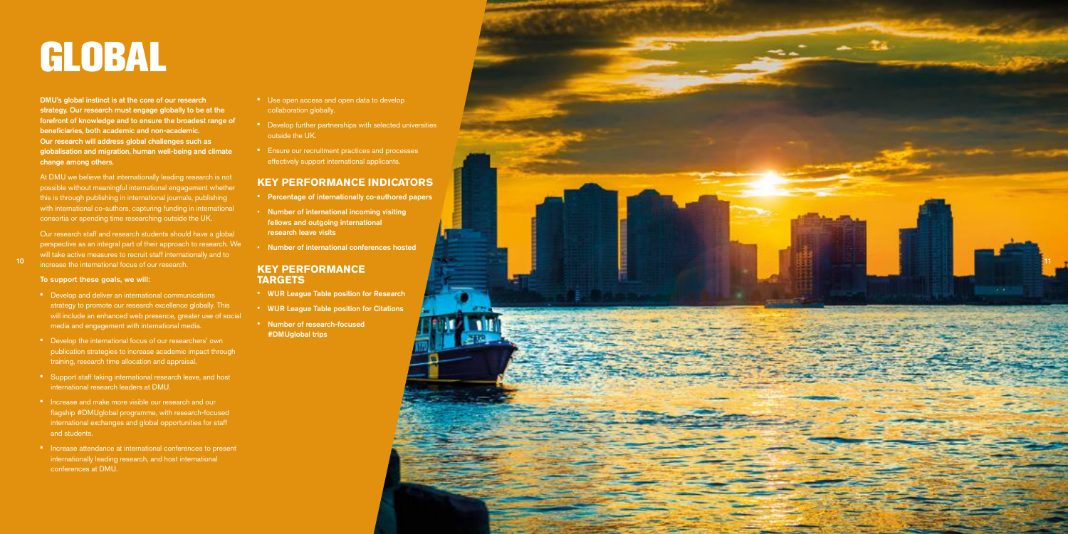# GLOBAL

**DMU's global instinct is at the core of our research strategy. Our research must engage globally to be at the forefront of knowledge and to ensure the broadest range of beneficiaries, both academic and non-academic. Our research will address global challenges such as globalisation and migration, human well-being and climate change among others.**

At DMU we believe that internationally leading research is not possible without meaningful international engagement whether this is through publishing in international journals, publishing with international co-authors, capturing funding in international consortia or spending time researching outside the UK.

Our research staff and research students should have a global perspective as an integral part of their approach to research. We will take active measures to recruit staff internationally and to increase the international focus of our research.

**To support these goals, we will:**

- Develop and deliver an international communications strategy to promote our research excellence globally. This will include an enhanced web presence, greater use of social media and engagement with international media.
- Develop the international focus of our researchers' own publication strategies to increase academic impact through training, research time allocation and appraisal.
- Support staff taking international research leave, and host international research leaders at DMU.
- Increase and make more visible our research and our flagship #DMUglobal programme, with research-focused international exchanges and global opportunities for staff and students.
- Increase attendance at international conferences to present internationally leading research, and host international conferences at DMU.
- Use open access and open data to develop collaboration globally.
- Develop further partnerships with selected universities outside the UK.
- Ensure our recruitment practices and processes effectively support international applicants.

## KEY PERFORMANCE INDICATORS

- **Percentage of internationally co-authored papers**
- **Number of international incoming visiting fellows and outgoing international research leave visits**
- **Number of international conferences hosted**

## KEY PERFORMANCE TARGETS

- **WUR League Table position for Research**
- **WUR League Table position for Citations**
- **Number of research-focused #DMUglobal trips**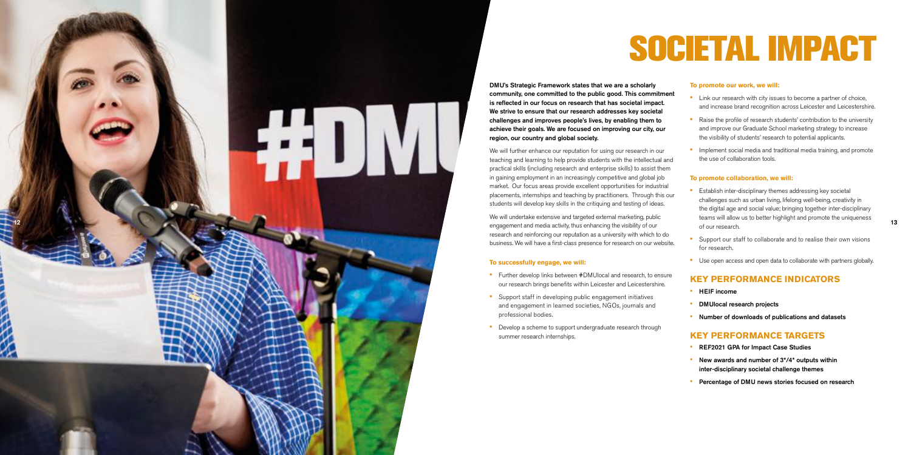# SOCIETAL IMPACT

**DMU's Strategic Framework states that we are a scholarly community, one committed to the public good. This commitment is reflected in our focus on research that has societal impact. We strive to ensure that our research addresses key societal challenges and improves people's lives, by enabling them to achieve their goals. We are focused on improving our city, our region, our country and global society.**

We will further enhance our reputation for using our research in our teaching and learning to help provide students with the intellectual and practical skills (including research and enterprise skills) to assist them in gaining employment in an increasingly competitive and global job market. Our focus areas provide excellent opportunities for industrial placements, internships and teaching by practitioners. Through this our students will develop key skills in the critiquing and testing of ideas.

We will undertake extensive and targeted external marketing, public engagement and media activity, thus enhancing the visibility of our research and reinforcing our reputation as a university with which to do business. We will have a first-class presence for research on our website.

#### To successfully engage, we will:

- Further develop links between #DMUlocal and research, to ensure our research brings benefits within Leicester and Leicestershire.
- Support staff in developing public engagement initiatives and engagement in learned societies, NGOs, journals and professional bodies.
- Develop a scheme to support undergraduate research through summer research internships.

#### To promote our work, we will:

- Link our research with city issues to become a partner of choice, and increase brand recognition across Leicester and Leicestershire.
- Raise the profile of research students' contribution to the university and improve our Graduate School marketing strategy to increase the visibility of students' research to potential applicants.
- Implement social media and traditional media training, and promote the use of collaboration tools.

#### To promote collaboration, we will:

- Establish inter-disciplinary themes addressing key societal challenges such as urban living, lifelong well-being, creativity in the digital age and social value; bringing together inter-disciplinary teams will allow us to better highlight and promote the uniqueness of our research.
- Support our staff to collaborate and to realise their own visions for research.
- Use open access and open data to collaborate with partners globally.

## KEY PERFORMANCE INDICATORS

- **HEIF income**
- **DMUlocal research projects**
- **Number of downloads of publications and datasets**

## KEY PERFORMANCE TARGETS

- **REF2021 GPA for Impact Case Studies**
- **New awards and number of 3*/4* outputs within inter-disciplinary societal challenge themes**
- **Percentage of DMU news stories focused on research**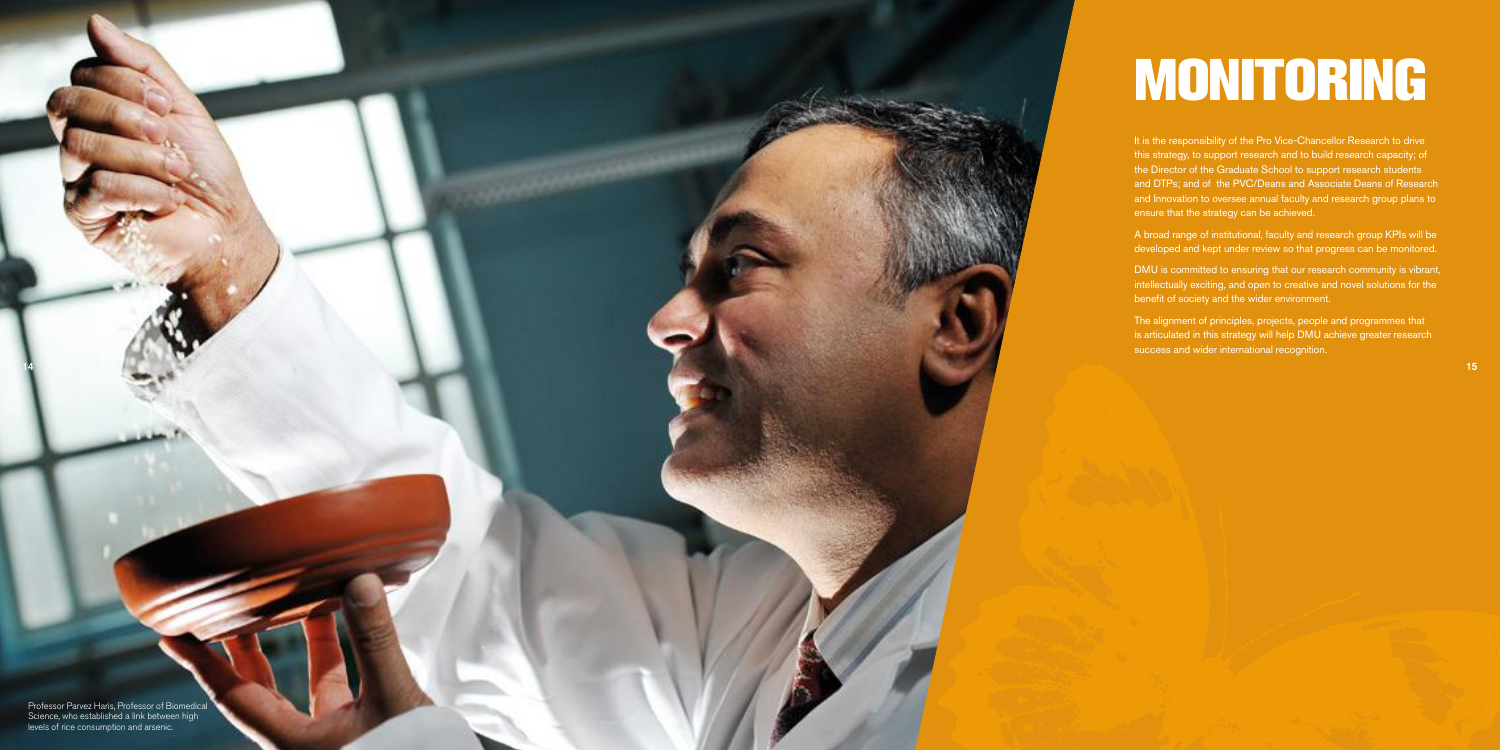# MONITORING

It is the responsibility of the Pro Vice-Chancellor Research to drive this strategy, to support research and to build research capacity; of the Director of the Graduate School to support research students and DTPs; and of the PVC/Deans and Associate Deans of Research and Innovation to oversee annual faculty and research group plans to ensure that the strategy can be achieved.

A broad range of institutional, faculty and research group KPIs will be developed and kept under review so that progress can be monitored.

DMU is committed to ensuring that our research community is vibrant, intellectually exciting, and open to creative and novel solutions for the benefit of society and the wider environment.

The alignment of principles, projects, people and programmes that is articulated in this strategy will help DMU achieve greater research success and wider international recognition.

Professor Parvez Haris, Professor of Biomedical Science, who established a link between high levels of rice consumption and arsenic.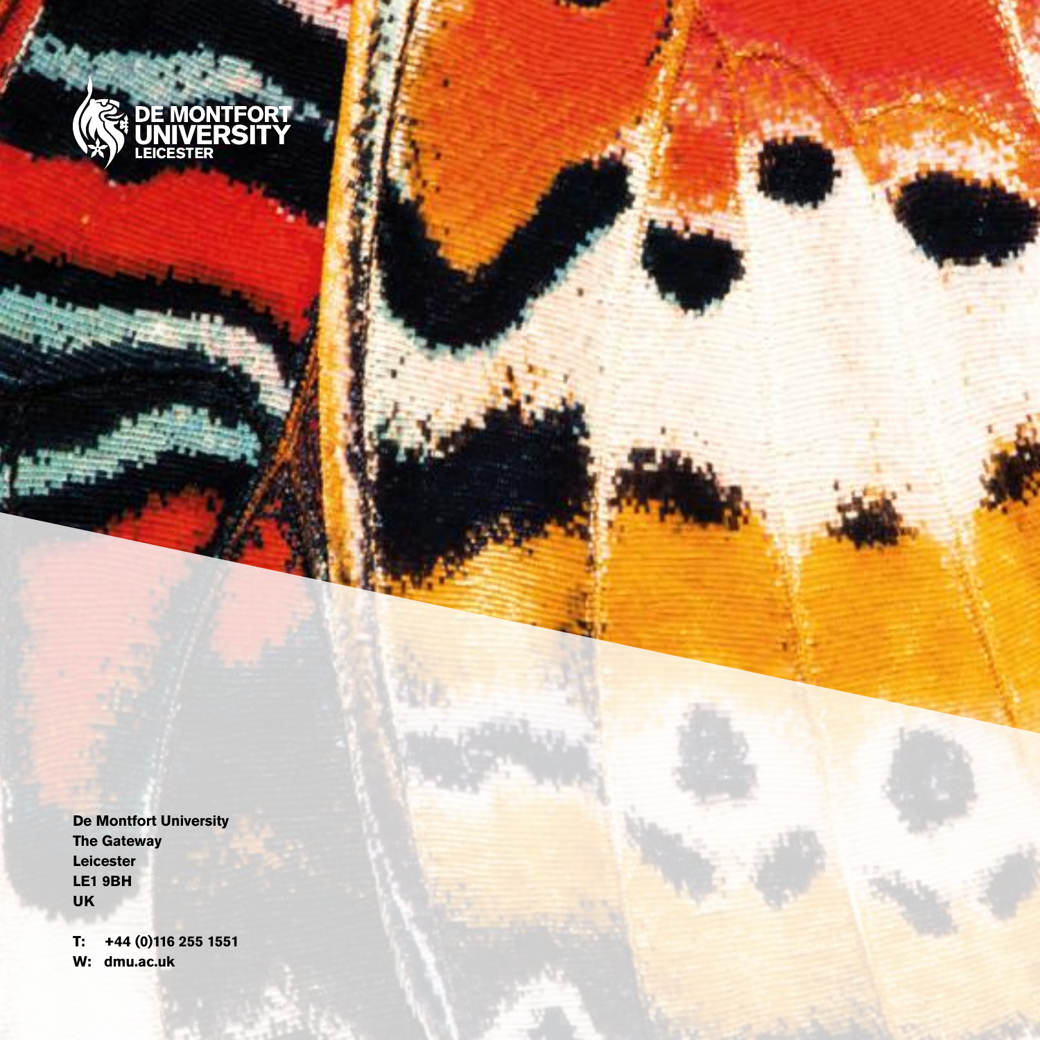DE MONTFORT UNIVERSITY LEICESTER

De Montfort University
The Gateway
Leicester
LE1 9BH
UK

T: +44 (0)116 255 1551
W: dmu.ac.uk